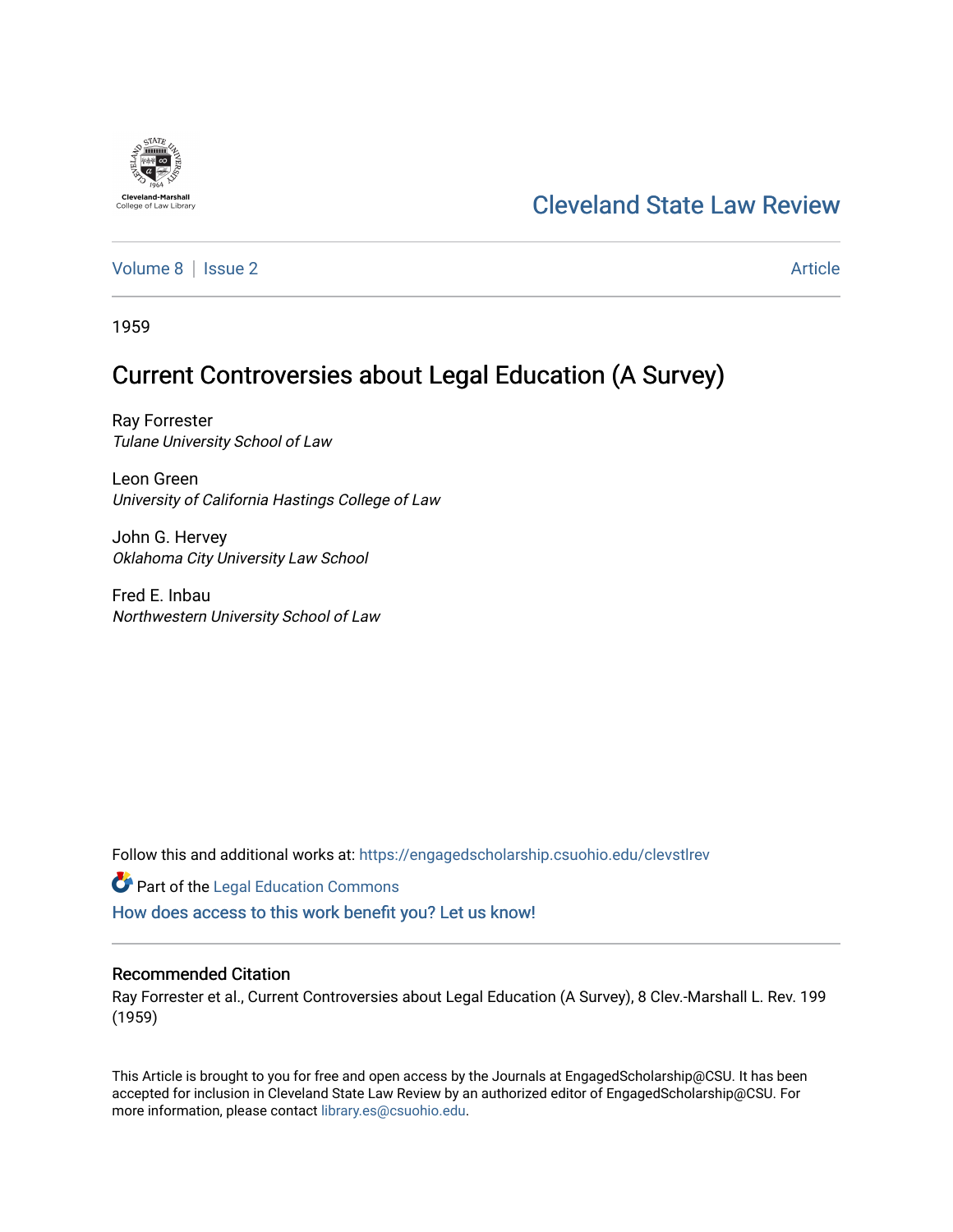Cleveland-Marshall College of Law Library

# Cleveland State Law Review

Volume 8 | Issue 2 | Article

1959

## Current Controversies about Legal Education (A Survey)

Ray Forrester
*Tulane University School of Law*

Leon Green
*University of California Hastings College of Law*

John G. Hervey
*Oklahoma City University Law School*

Fred E. Inbau
*Northwestern University School of Law*

Follow this and additional works at: https://engagedscholarship.csuohio.edu/clevstlrev

Part of the Legal Education Commons

How does access to this work benefit you? Let us know!

### Recommended Citation

Ray Forrester et al., Current Controversies about Legal Education (A Survey), 8 Clev.-Marshall L. Rev. 199 (1959)

This Article is brought to you for free and open access by the Journals at EngagedScholarship@CSU. It has been accepted for inclusion in Cleveland State Law Review by an authorized editor of EngagedScholarship@CSU. For more information, please contact library.es@csuohio.edu.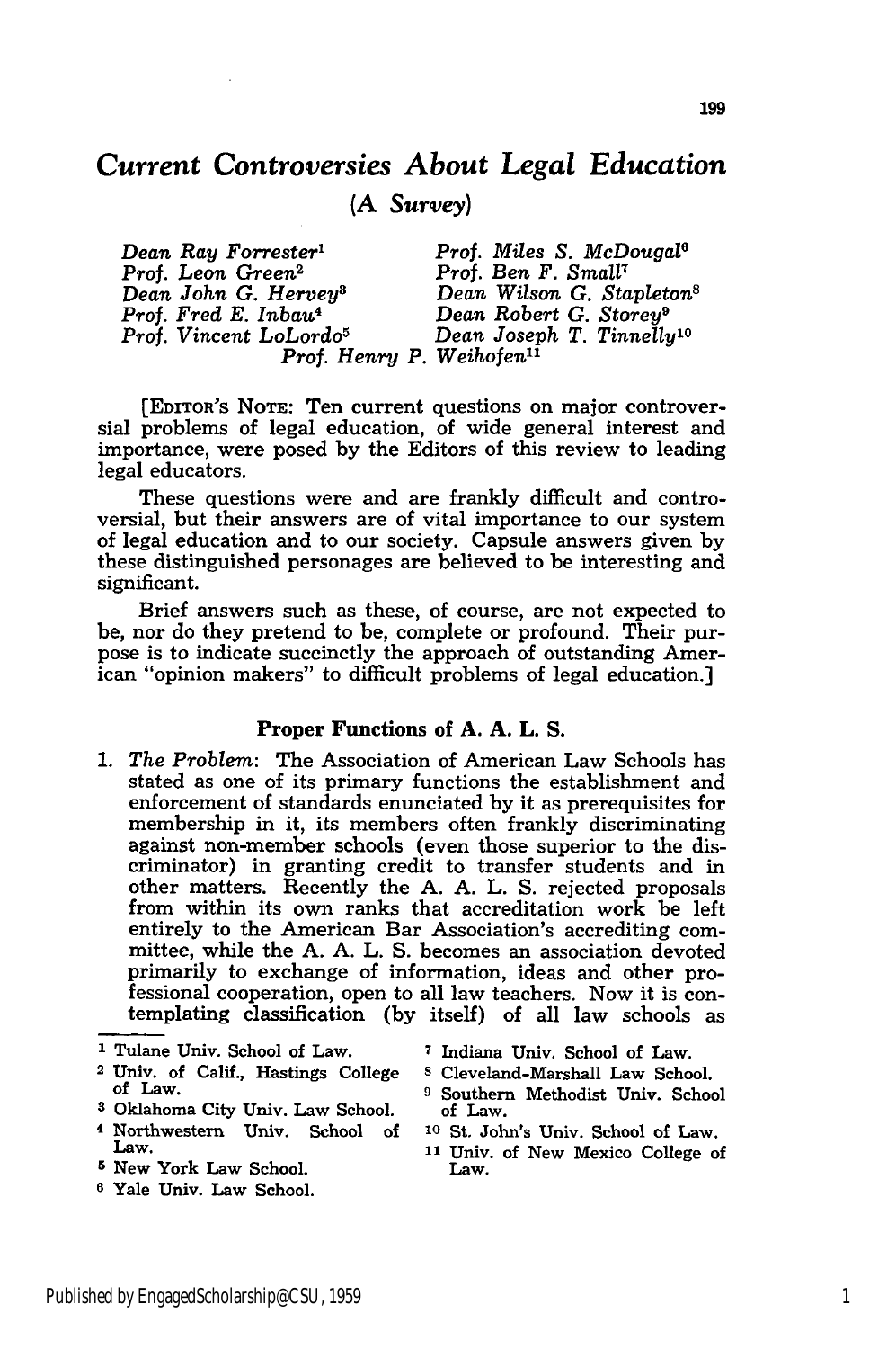# Current Controversies About Legal Education

*(A Survey)*

*Dean Ray Forrester*[1]
*Prof. Leon Green*[2]
*Dean John G. Hervey*[3]
*Prof. Fred E. Inbau*[4]
*Prof. Vincent LoLordo*[5]
*Prof. Miles S. McDougal*[6]
*Prof. Ben F. Small*[7]
*Dean Wilson G. Stapleton*[8]
*Dean Robert G. Storey*[9]
*Dean Joseph T. Tinnelly*[10]
*Prof. Henry P. Weihofen*[11]

[EDITOR'S NOTE: Ten current questions on major controversial problems of legal education, of wide general interest and importance, were posed by the Editors of this review to leading legal educators.

These questions were and are frankly difficult and controversial, but their answers are of vital importance to our system of legal education and to our society. Capsule answers given by these distinguished personages are believed to be interesting and significant.

Brief answers such as these, of course, are not expected to be, nor do they pretend to be, complete or profound. Their purpose is to indicate succinctly the approach of outstanding American "opinion makers" to difficult problems of legal education.]

## Proper Functions of A. A. L. S.

1. *The Problem*: The Association of American Law Schools has stated as one of its primary functions the establishment and enforcement of standards enunciated by it as prerequisites for membership in it, its members often frankly discriminating against non-member schools (even those superior to the discriminator) in granting credit to transfer students and in other matters. Recently the A. A. L. S. rejected proposals from within its own ranks that accreditation work be left entirely to the American Bar Association's accrediting committee, while the A. A. L. S. becomes an association devoted primarily to exchange of information, ideas and other professional cooperation, open to all law teachers. Now it is contemplating classification (by itself) of all law schools as

---

[1] Tulane Univ. School of Law.
[2] Univ. of Calif., Hastings College of Law.
[3] Oklahoma City Univ. Law School.
[4] Northwestern Univ. School of Law.
[5] New York Law School.
[6] Yale Univ. Law School.
[7] Indiana Univ. School of Law.
[8] Cleveland-Marshall Law School.
[9] Southern Methodist Univ. School of Law.
[10] St. John's Univ. School of Law.
[11] Univ. of New Mexico College of Law.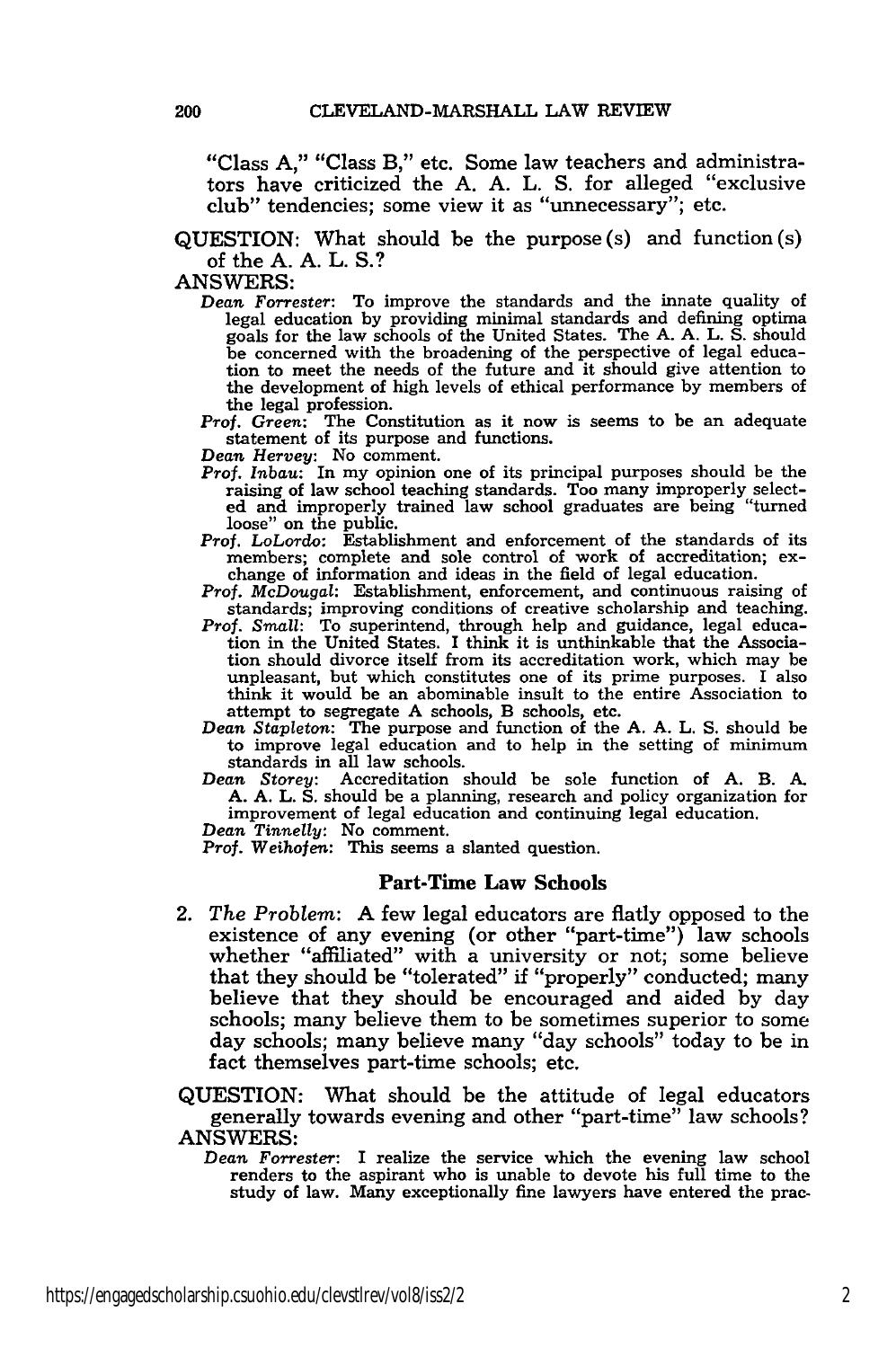"Class A," "Class B," etc. Some law teachers and administrators have criticized the A. A. L. S. for alleged "exclusive club" tendencies; some view it as "unnecessary"; etc.

QUESTION: What should be the purpose(s) and function(s) of the A. A. L. S.?

ANSWERS:

*Dean Forrester*: To improve the standards and the innate quality of legal education by providing minimal standards and defining optima goals for the law schools of the United States. The A. A. L. S. should be concerned with the broadening of the perspective of legal education to meet the needs of the future and it should give attention to the development of high levels of ethical performance by members of the legal profession.

*Prof. Green*: The Constitution as it now is seems to be an adequate statement of its purpose and functions.

*Dean Hervey*: No comment.

*Prof. Inbau*: In my opinion one of its principal purposes should be the raising of law school teaching standards. Too many improperly selected and improperly trained law school graduates are being "turned loose" on the public.

*Prof. LoLordo*: Establishment and enforcement of the standards of its members; complete and sole control of work of accreditation; exchange of information and ideas in the field of legal education.

*Prof. McDougal*: Establishment, enforcement, and continuous raising of standards; improving conditions of creative scholarship and teaching.

*Prof. Small*: To superintend, through help and guidance, legal education in the United States. I think it is unthinkable that the Association should divorce itself from its accreditation work, which may be unpleasant, but which constitutes one of its prime purposes. I also think it would be an abominable insult to the entire Association to attempt to segregate A schools, B schools, etc.

*Dean Stapleton*: The purpose and function of the A. A. L. S. should be to improve legal education and to help in the setting of minimum standards in all law schools.

*Dean Storey*: Accreditation should be sole function of A. B. A. A. A. L. S. should be a planning, research and policy organization for improvement of legal education and continuing legal education.

*Dean Tinnelly*: No comment.

*Prof. Weihofen*: This seems a slanted question.

## Part-Time Law Schools

2. *The Problem*: A few legal educators are flatly opposed to the existence of any evening (or other "part-time") law schools whether "affiliated" with a university or not; some believe that they should be "tolerated" if "properly" conducted; many believe that they should be encouraged and aided by day schools; many believe them to be sometimes superior to some day schools; many believe many "day schools" today to be in fact themselves part-time schools; etc.

QUESTION: What should be the attitude of legal educators generally towards evening and other "part-time" law schools?

ANSWERS:

*Dean Forrester*: I realize the service which the evening law school renders to the aspirant who is unable to devote his full time to the study of law. Many exceptionally fine lawyers have entered the prac-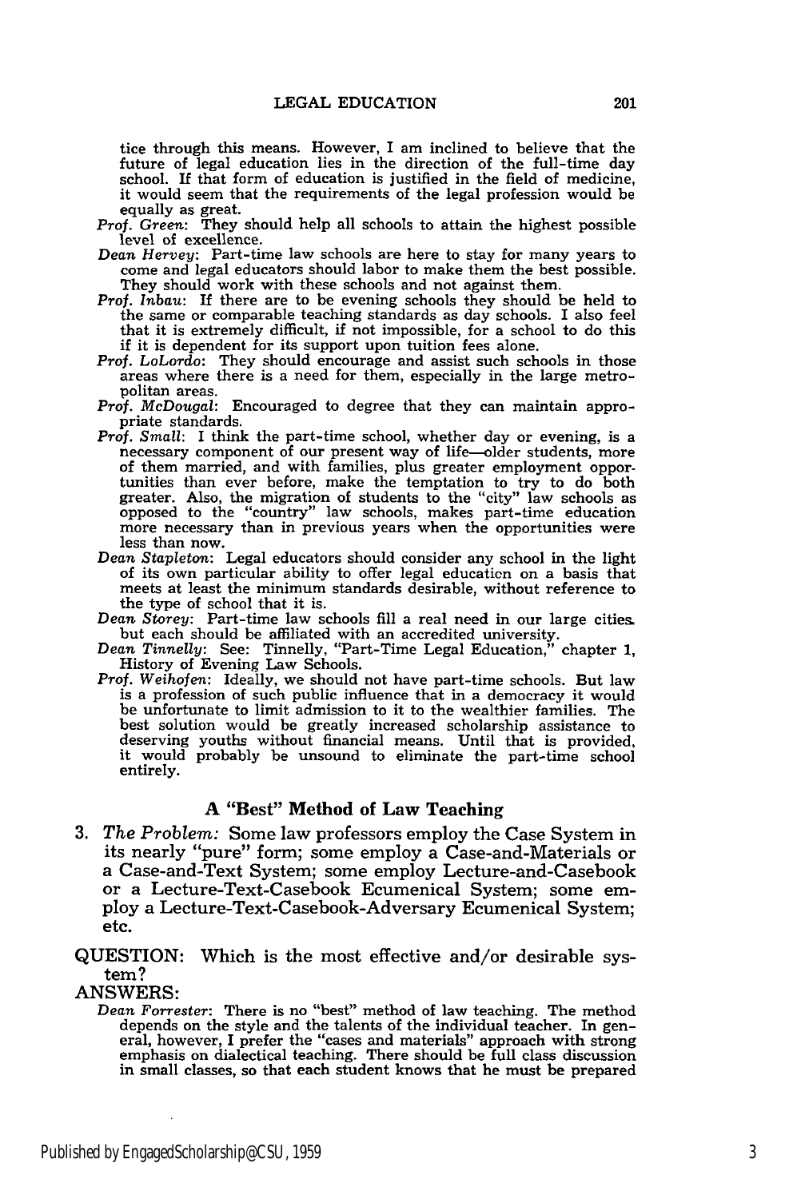tice through this means. However, I am inclined to believe that the future of legal education lies in the direction of the full-time day school. If that form of education is justified in the field of medicine, it would seem that the requirements of the legal profession would be equally as great.

*Prof. Green*: They should help all schools to attain the highest possible level of excellence.

*Dean Hervey*: Part-time law schools are here to stay for many years to come and legal educators should labor to make them the best possible. They should work with these schools and not against them.

*Prof. Inbau*: If there are to be evening schools they should be held to the same or comparable teaching standards as day schools. I also feel that it is extremely difficult, if not impossible, for a school to do this if it is dependent for its support upon tuition fees alone.

*Prof. LoLordo*: They should encourage and assist such schools in those areas where there is a need for them, especially in the large metropolitan areas.

*Prof. McDougal*: Encouraged to degree that they can maintain appropriate standards.

*Prof. Small*: I think the part-time school, whether day or evening, is a necessary component of our present way of life—older students, more of them married, and with families, plus greater employment opportunities than ever before, make the temptation to try to do both greater. Also, the migration of students to the "city" law schools as opposed to the "country" law schools, makes part-time education more necessary than in previous years when the opportunities were less than now.

*Dean Stapleton*: Legal educators should consider any school in the light of its own particular ability to offer legal education on a basis that meets at least the minimum standards desirable, without reference to the type of school that it is.

*Dean Storey*: Part-time law schools fill a real need in our large cities. but each should be affiliated with an accredited university.

*Dean Tinnelly*: See: Tinnelly, "Part-Time Legal Education," chapter 1, History of Evening Law Schools.

*Prof. Weihofen*: Ideally, we should not have part-time schools. But law is a profession of such public influence that in a democracy it would be unfortunate to limit admission to it to the wealthier families. The best solution would be greatly increased scholarship assistance to deserving youths without financial means. Until that is provided, it would probably be unsound to eliminate the part-time school entirely.

## A "Best" Method of Law Teaching

3. *The Problem:* Some law professors employ the Case System in its nearly "pure" form; some employ a Case-and-Materials or a Case-and-Text System; some employ Lecture-and-Casebook or a Lecture-Text-Casebook Ecumenical System; some employ a Lecture-Text-Casebook-Adversary Ecumenical System; etc.

QUESTION: Which is the most effective and/or desirable system?

ANSWERS:

*Dean Forrester*: There is no "best" method of law teaching. The method depends on the style and the talents of the individual teacher. In general, however, I prefer the "cases and materials" approach with strong emphasis on dialectical teaching. There should be full class discussion in small classes, so that each student knows that he must be prepared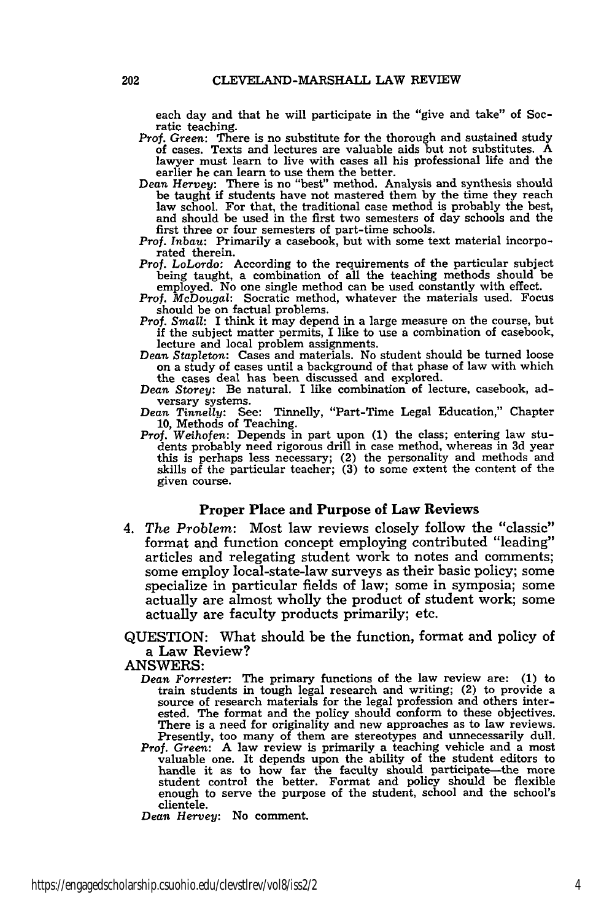each day and that he will participate in the "give and take" of Socratic teaching.

*Prof. Green*: There is no substitute for the thorough and sustained study of cases. Texts and lectures are valuable aids but not substitutes. A lawyer must learn to live with cases all his professional life and the earlier he can learn to use them the better.

*Dean Hervey*: There is no "best" method. Analysis and synthesis should be taught if students have not mastered them by the time they reach law school. For that, the traditional case method is probably the best, and should be used in the first two semesters of day schools and the first three or four semesters of part-time schools.

*Prof. Inbau*: Primarily a casebook, but with some text material incorporated therein.

*Prof. LoLordo*: According to the requirements of the particular subject being taught, a combination of all the teaching methods should be employed. No one single method can be used constantly with effect.

*Prof. McDougal*: Socratic method, whatever the materials used. Focus should be on factual problems.

*Prof. Small*: I think it may depend in a large measure on the course, but if the subject matter permits, I like to use a combination of casebook, lecture and local problem assignments.

*Dean Stapleton*: Cases and materials. No student should be turned loose on a study of cases until a background of that phase of law with which the cases deal has been discussed and explored.

*Dean Storey*: Be natural. I like combination of lecture, casebook, adversary systems.

*Dean Tinnelly*: See: Tinnelly, "Part-Time Legal Education," Chapter 10, Methods of Teaching.

*Prof. Weihofen*: Depends in part upon (1) the class; entering law students probably need rigorous drill in case method, whereas in 3d year this is perhaps less necessary; (2) the personality and methods and skills of the particular teacher; (3) to some extent the content of the given course.

### Proper Place and Purpose of Law Reviews

4. *The Problem*: Most law reviews closely follow the "classic" format and function concept employing contributed "leading" articles and relegating student work to notes and comments; some employ local-state-law surveys as their basic policy; some specialize in particular fields of law; some in symposia; some actually are almost wholly the product of student work; some actually are faculty products primarily; etc.

QUESTION: What should be the function, format and policy of a Law Review?

ANSWERS:

*Dean Forrester*: The primary functions of the law review are: (1) to train students in tough legal research and writing; (2) to provide a source of research materials for the legal profession and others interested. The format and the policy should conform to these objectives. There is a need for originality and new approaches as to law reviews. Presently, too many of them are stereotypes and unnecessarily dull.

*Prof. Green*: A law review is primarily a teaching vehicle and a most valuable one. It depends upon the ability of the student editors to handle it as to how far the faculty should participate—the more student control the better. Format and policy should be flexible enough to serve the purpose of the student, school and the school's clientele.

*Dean Hervey*: No comment.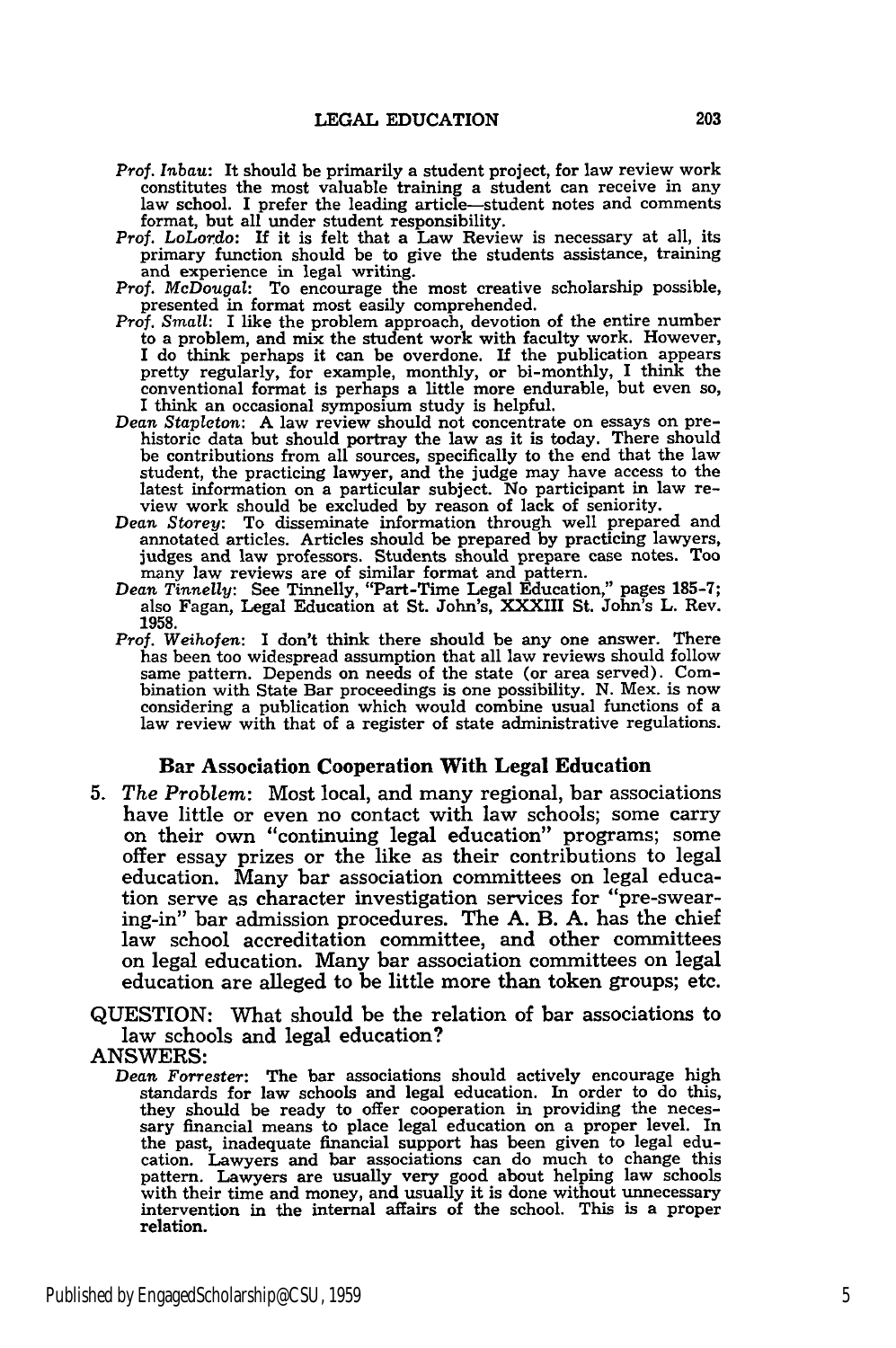*Prof. Inbau*: It should be primarily a student project, for law review work constitutes the most valuable training a student can receive in any law school. I prefer the leading article—student notes and comments format, but all under student responsibility.

*Prof. LoLordo*: If it is felt that a Law Review is necessary at all, its primary function should be to give the students assistance, training and experience in legal writing.

*Prof. McDougal*: To encourage the most creative scholarship possible, presented in format most easily comprehended.

*Prof. Small*: I like the problem approach, devotion of the entire number to a problem, and mix the student work with faculty work. However, I do think perhaps it can be overdone. If the publication appears pretty regularly, for example, monthly, or bi-monthly, I think the conventional format is perhaps a little more endurable, but even so, I think an occasional symposium study is helpful.

*Dean Stapleton*: A law review should not concentrate on essays on prehistoric data but should portray the law as it is today. There should be contributions from all sources, specifically to the end that the law student, the practicing lawyer, and the judge may have access to the latest information on a particular subject. No participant in law review work should be excluded by reason of lack of seniority.

*Dean Storey*: To disseminate information through well prepared and annotated articles. Articles should be prepared by practicing lawyers, judges and law professors. Students should prepare case notes. Too many law reviews are of similar format and pattern.

*Dean Tinnelly*: See Tinnelly, "Part-Time Legal Education," pages 185-7; also Fagan, Legal Education at St. John's, XXXIII St. John's L. Rev. 1958.

*Prof. Weihofen*: I don't think there should be any one answer. There has been too widespread assumption that all law reviews should follow same pattern. Depends on needs of the state (or area served). Combination with State Bar proceedings is one possibility. N. Mex. is now considering a publication which would combine usual functions of a law review with that of a register of state administrative regulations.

## Bar Association Cooperation With Legal Education

5. *The Problem*: Most local, and many regional, bar associations have little or even no contact with law schools; some carry on their own "continuing legal education" programs; some offer essay prizes or the like as their contributions to legal education. Many bar association committees on legal education serve as character investigation services for "pre-swearing-in" bar admission procedures. The A. B. A. has the chief law school accreditation committee, and other committees on legal education. Many bar association committees on legal education are alleged to be little more than token groups; etc.

QUESTION: What should be the relation of bar associations to law schools and legal education?

ANSWERS:

*Dean Forrester*: The bar associations should actively encourage high standards for law schools and legal education. In order to do this, they should be ready to offer cooperation in providing the necessary financial means to place legal education on a proper level. In the past, inadequate financial support has been given to legal education. Lawyers and bar associations can do much to change this pattern. Lawyers are usually very good about helping law schools with their time and money, and usually it is done without unnecessary intervention in the internal affairs of the school. This is a proper relation.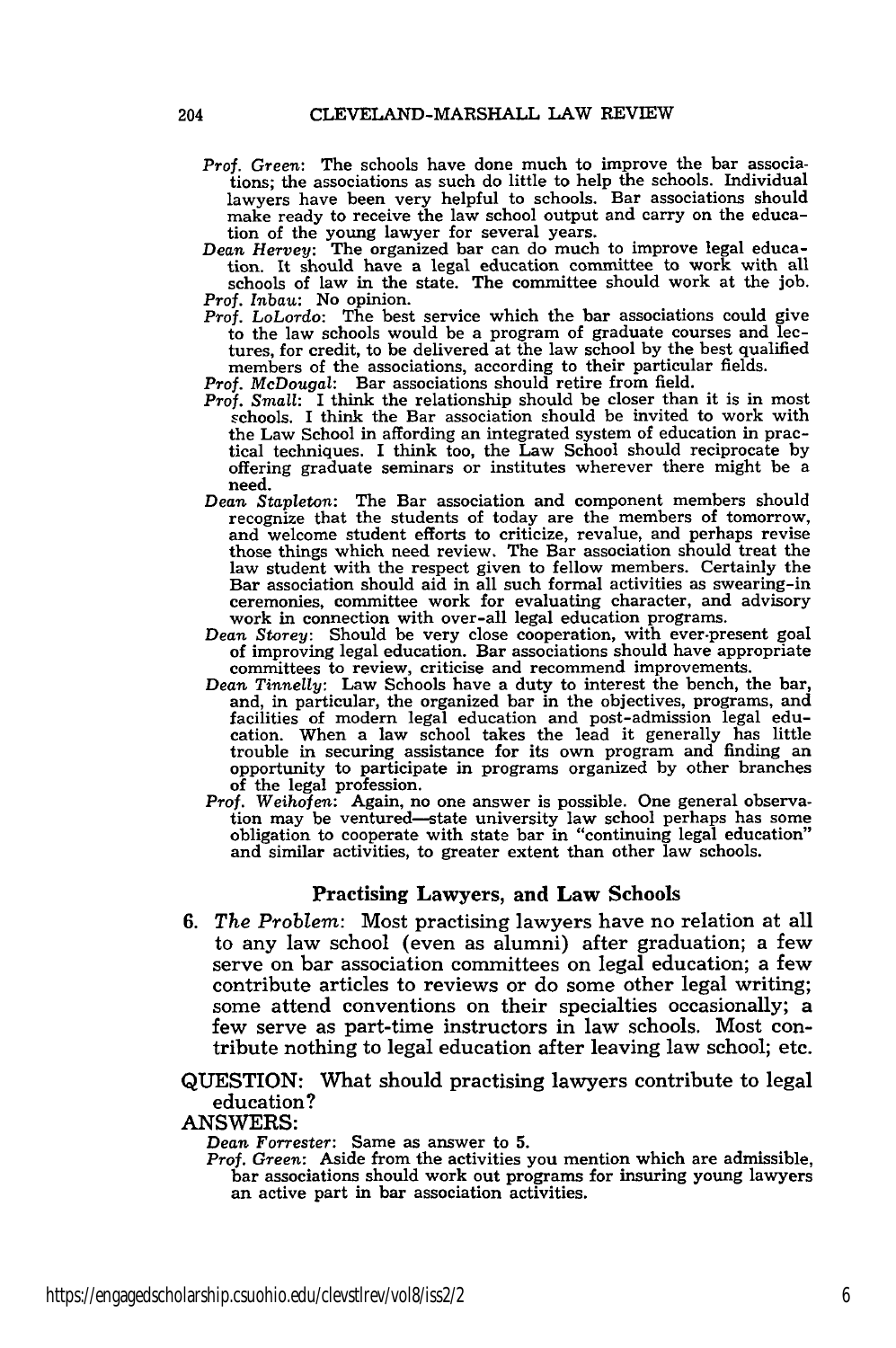*Prof. Green*: The schools have done much to improve the bar associations; the associations as such do little to help the schools. Individual lawyers have been very helpful to schools. Bar associations should make ready to receive the law school output and carry on the education of the young lawyer for several years.

*Dean Hervey*: The organized bar can do much to improve legal education. It should have a legal education committee to work with all schools of law in the state. The committee should work at the job.

*Prof. Inbau*: No opinion.

*Prof. LoLordo*: The best service which the bar associations could give to the law schools would be a program of graduate courses and lectures, for credit, to be delivered at the law school by the best qualified members of the associations, according to their particular fields.

*Prof. McDougal*: Bar associations should retire from field.

*Prof. Small*: I think the relationship should be closer than it is in most schools. I think the Bar association should be invited to work with the Law School in affording an integrated system of education in practical techniques. I think too, the Law School should reciprocate by offering graduate seminars or institutes wherever there might be a need.

*Dean Stapleton*: The Bar association and component members should recognize that the students of today are the members of tomorrow, and welcome student efforts to criticize, revalue, and perhaps revise those things which need review. The Bar association should treat the law student with the respect given to fellow members. Certainly the Bar association should aid in all such formal activities as swearing-in ceremonies, committee work for evaluating character, and advisory work in connection with over-all legal education programs.

*Dean Storey*: Should be very close cooperation, with ever-present goal of improving legal education. Bar associations should have appropriate committees to review, criticise and recommend improvements.

*Dean Tinnelly*: Law Schools have a duty to interest the bench, the bar, and, in particular, the organized bar in the objectives, programs, and facilities of modern legal education and post-admission legal education. When a law school takes the lead it generally has little trouble in securing assistance for its own program and finding an opportunity to participate in programs organized by other branches of the legal profession.

*Prof. Weihofen*: Again, no one answer is possible. One general observation may be ventured—state university law school perhaps has some obligation to cooperate with state bar in "continuing legal education" and similar activities, to greater extent than other law schools.

### Practising Lawyers, and Law Schools

6. *The Problem*: Most practising lawyers have no relation at all to any law school (even as alumni) after graduation; a few serve on bar association committees on legal education; a few contribute articles to reviews or do some other legal writing; some attend conventions on their specialties occasionally; a few serve as part-time instructors in law schools. Most contribute nothing to legal education after leaving law school; etc.

QUESTION: What should practising lawyers contribute to legal education?

ANSWERS:

*Dean Forrester*: Same as answer to 5.

*Prof. Green*: Aside from the activities you mention which are admissible, bar associations should work out programs for insuring young lawyers an active part in bar association activities.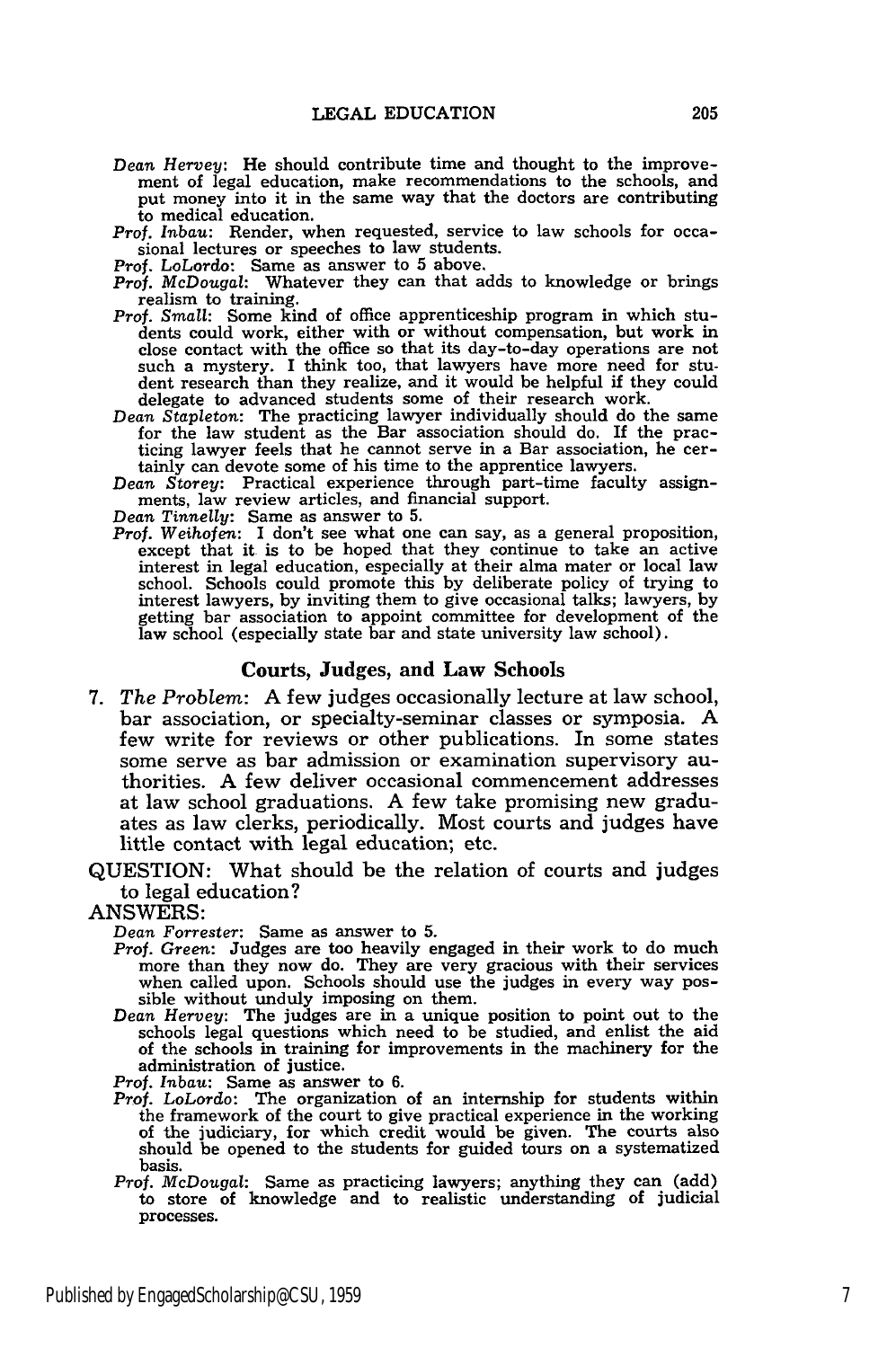*Dean Hervey*: He should contribute time and thought to the improvement of legal education, make recommendations to the schools, and put money into it in the same way that the doctors are contributing to medical education.

*Prof. Inbau*: Render, when requested, service to law schools for occasional lectures or speeches to law students.

*Prof. LoLordo*: Same as answer to 5 above.

*Prof. McDougal*: Whatever they can that adds to knowledge or brings realism to training.

*Prof. Small*: Some kind of office apprenticeship program in which students could work, either with or without compensation, but work in close contact with the office so that its day-to-day operations are not such a mystery. I think too, that lawyers have more need for student research than they realize, and it would be helpful if they could delegate to advanced students some of their research work.

*Dean Stapleton*: The practicing lawyer individually should do the same for the law student as the Bar association should do. If the practicing lawyer feels that he cannot serve in a Bar association, he certainly can devote some of his time to the apprentice lawyers.

*Dean Storey*: Practical experience through part-time faculty assignments, law review articles, and financial support.

*Dean Tinnelly*: Same as answer to 5.

*Prof. Weihofen*: I don't see what one can say, as a general proposition, except that it is to be hoped that they continue to take an active interest in legal education, especially at their alma mater or local law school. Schools could promote this by deliberate policy of trying to interest lawyers, by inviting them to give occasional talks; lawyers, by getting bar association to appoint committee for development of the law school (especially state bar and state university law school).

### Courts, Judges, and Law Schools

7. *The Problem*: A few judges occasionally lecture at law school, bar association, or specialty-seminar classes or symposia. A few write for reviews or other publications. In some states some serve as bar admission or examination supervisory authorities. A few deliver occasional commencement addresses at law school graduations. A few take promising new graduates as law clerks, periodically. Most courts and judges have little contact with legal education; etc.

QUESTION: What should be the relation of courts and judges to legal education?

ANSWERS:

*Dean Forrester*: Same as answer to 5.

*Prof. Green*: Judges are too heavily engaged in their work to do much more than they now do. They are very gracious with their services when called upon. Schools should use the judges in every way possible without unduly imposing on them.

*Dean Hervey*: The judges are in a unique position to point out to the schools legal questions which need to be studied, and enlist the aid of the schools in training for improvements in the machinery for the administration of justice.

*Prof. Inbau*: Same as answer to 6.

*Prof. LoLordo*: The organization of an internship for students within the framework of the court to give practical experience in the working of the judiciary, for which credit would be given. The courts also should be opened to the students for guided tours on a systematized basis.

*Prof. McDougal*: Same as practicing lawyers; anything they can (add) to store of knowledge and to realistic understanding of judicial processes.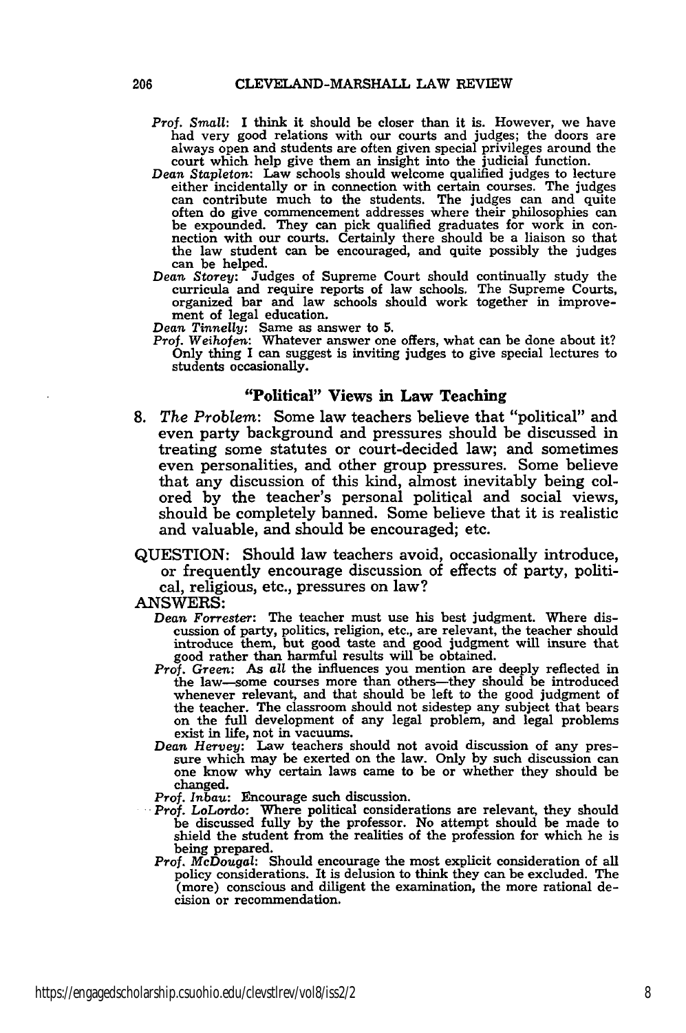*Prof. Small*: I think it should be closer than it is. However, we have had very good relations with our courts and judges; the doors are always open and students are often given special privileges around the court which help give them an insight into the judicial function.

*Dean Stapleton*: Law schools should welcome qualified judges to lecture either incidentally or in connection with certain courses. The judges can contribute much to the students. The judges can and quite often do give commencement addresses where their philosophies can be expounded. They can pick qualified graduates for work in connection with our courts. Certainly there should be a liaison so that the law student can be encouraged, and quite possibly the judges can be helped.

*Dean Storey*: Judges of Supreme Court should continually study the curricula and require reports of law schools. The Supreme Courts, organized bar and law schools should work together in improvement of legal education.

*Dean Tinnelly*: Same as answer to 5.

*Prof. Weihofen*: Whatever answer one offers, what can be done about it? Only thing I can suggest is inviting judges to give special lectures to students occasionally.

## "Political" Views in Law Teaching

8. *The Problem*: Some law teachers believe that "political" and even party background and pressures should be discussed in treating some statutes or court-decided law; and sometimes even personalities, and other group pressures. Some believe that any discussion of this kind, almost inevitably being colored by the teacher's personal political and social views, should be completely banned. Some believe that it is realistic and valuable, and should be encouraged; etc.

QUESTION: Should law teachers avoid, occasionally introduce, or frequently encourage discussion of effects of party, political, religious, etc., pressures on law?

ANSWERS:

*Dean Forrester*: The teacher must use his best judgment. Where discussion of party, politics, religion, etc., are relevant, the teacher should introduce them, but good taste and good judgment will insure that good rather than harmful results will be obtained.

*Prof. Green*: As *all* the influences you mention are deeply reflected in the law—some courses more than others—they should be introduced whenever relevant, and that should be left to the good judgment of the teacher. The classroom should not sidestep any subject that bears on the full development of any legal problem, and legal problems exist in life, not in vacuums.

*Dean Hervey*: Law teachers should not avoid discussion of any pressure which may be exerted on the law. Only by such discussion can one know why certain laws came to be or whether they should be changed.

*Prof. Inbau*: Encourage such discussion.

*Prof. LoLordo*: Where political considerations are relevant, they should be discussed fully by the professor. No attempt should be made to shield the student from the realities of the profession for which he is being prepared.

*Prof. McDougal*: Should encourage the most explicit consideration of all policy considerations. It is delusion to think they can be excluded. The (more) conscious and diligent the examination, the more rational decision or recommendation.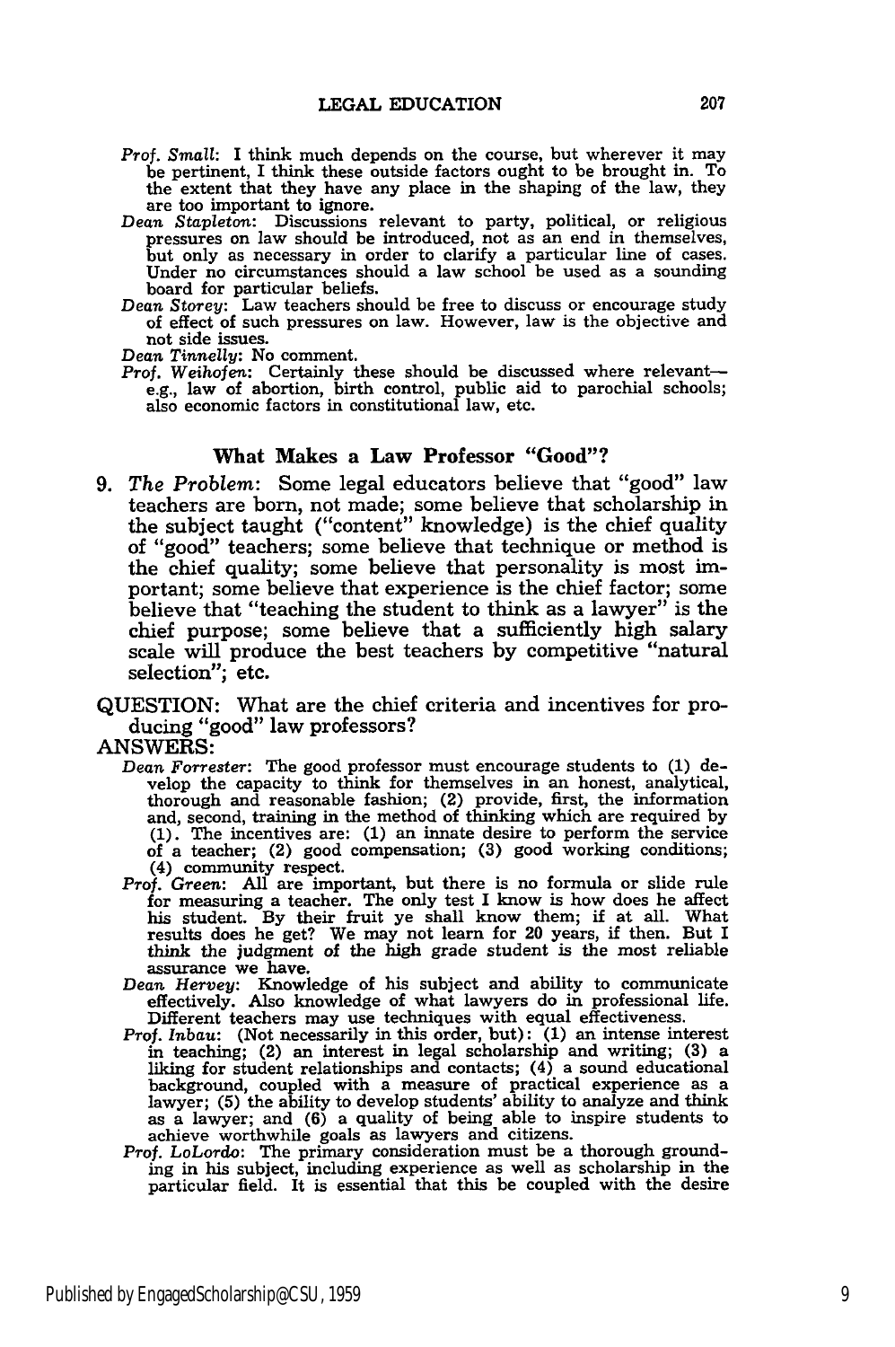*Prof. Small*: I think much depends on the course, but wherever it may be pertinent, I think these outside factors ought to be brought in. To the extent that they have any place in the shaping of the law, they are too important to ignore.

*Dean Stapleton*: Discussions relevant to party, political, or religious pressures on law should be introduced, not as an end in themselves, but only as necessary in order to clarify a particular line of cases. Under no circumstances should a law school be used as a sounding board for particular beliefs.

*Dean Storey*: Law teachers should be free to discuss or encourage study of effect of such pressures on law. However, law is the objective and not side issues.

*Dean Tinnelly*: No comment.

*Prof. Weihofen*: Certainly these should be discussed where relevant—e.g., law of abortion, birth control, public aid to parochial schools; also economic factors in constitutional law, etc.

### What Makes a Law Professor "Good"?

9. *The Problem*: Some legal educators believe that "good" law teachers are born, not made; some believe that scholarship in the subject taught ("content" knowledge) is the chief quality of "good" teachers; some believe that technique or method is the chief quality; some believe that personality is most important; some believe that experience is the chief factor; some believe that "teaching the student to think as a lawyer" is the chief purpose; some believe that a sufficiently high salary scale will produce the best teachers by competitive "natural selection"; etc.

QUESTION: What are the chief criteria and incentives for producing "good" law professors?

ANSWERS:

*Dean Forrester*: The good professor must encourage students to (1) develop the capacity to think for themselves in an honest, analytical, thorough and reasonable fashion; (2) provide, first, the information and, second, training in the method of thinking which are required by (1). The incentives are: (1) an innate desire to perform the service of a teacher; (2) good compensation; (3) good working conditions; (4) community respect.

*Prof. Green*: All are important, but there is no formula or slide rule for measuring a teacher. The only test I know is how does he affect his student. By their fruit ye shall know them; if at all. What results does he get? We may not learn for 20 years, if then. But I think the judgment of the high grade student is the most reliable assurance we have.

*Dean Hervey*: Knowledge of his subject and ability to communicate effectively. Also knowledge of what lawyers do in professional life. Different teachers may use techniques with equal effectiveness.

*Prof. Inbau*: (Not necessarily in this order, but): (1) an intense interest in teaching; (2) an interest in legal scholarship and writing; (3) a liking for student relationships and contacts; (4) a sound educational background, coupled with a measure of practical experience as a lawyer; (5) the ability to develop students' ability to analyze and think as a lawyer; and (6) a quality of being able to inspire students to achieve worthwhile goals as lawyers and citizens.

*Prof. LoLordo*: The primary consideration must be a thorough grounding in his subject, including experience as well as scholarship in the particular field. It is essential that this be coupled with the desire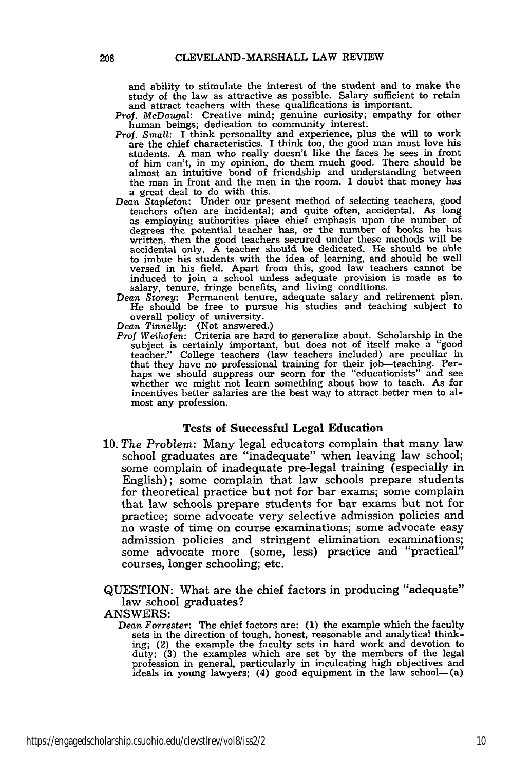and ability to stimulate the interest of the student and to make the study of the law as attractive as possible. Salary sufficient to retain and attract teachers with these qualifications is important.

*Prof. McDougal*: Creative mind; genuine curiosity; empathy for other human beings; dedication to community interest.

*Prof. Small*: I think personality and experience, plus the will to work are the chief characteristics. I think too, the good man must love his students. A man who really doesn't like the faces he sees in front of him can't, in my opinion, do them much good. There should be almost an intuitive bond of friendship and understanding between the man in front and the men in the room. I doubt that money has a great deal to do with this.

*Dean Stapleton*: Under our present method of selecting teachers, good teachers often are incidental; and quite often, accidental. As long as employing authorities place chief emphasis upon the number of degrees the potential teacher has, or the number of books he has written, then the good teachers secured under these methods will be accidental only. A teacher should be dedicated. He should be able to imbue his students with the idea of learning, and should be well versed in his field. Apart from this, good law teachers cannot be induced to join a school unless adequate provision is made as to salary, tenure, fringe benefits, and living conditions.

*Dean Storey*: Permanent tenure, adequate salary and retirement plan. He should be free to pursue his studies and teaching subject to overall policy of university.

*Dean Tinnelly*: (Not answered.)

*Prof Weihofen*: Criteria are hard to generalize about. Scholarship in the subject is certainly important, but does not of itself make a "good teacher." College teachers (law teachers included) are peculiar in that they have no professional training for their job—teaching. Perhaps we should suppress our scorn for the "educationists" and see whether we might not learn something about how to teach. As for incentives better salaries are the best way to attract better men to almost any profession.

### Tests of Successful Legal Education

10. *The Problem:* Many legal educators complain that many law school graduates are "inadequate" when leaving law school; some complain of inadequate pre-legal training (especially in English); some complain that law schools prepare students for theoretical practice but not for bar exams; some complain that law schools prepare students for bar exams but not for practice; some advocate very selective admission policies and no waste of time on course examinations; some advocate easy admission policies and stringent elimination examinations; some advocate more (some, less) practice and "practical" courses, longer schooling; etc.

QUESTION: What are the chief factors in producing "adequate" law school graduates?

ANSWERS:

*Dean Forrester*: The chief factors are: (1) the example which the faculty sets in the direction of tough, honest, reasonable and analytical thinking; (2) the example the faculty sets in hard work and devotion to duty; (3) the examples which are set by the members of the legal profession in general, particularly in inculcating high objectives and ideals in young lawyers; (4) good equipment in the law school—(a)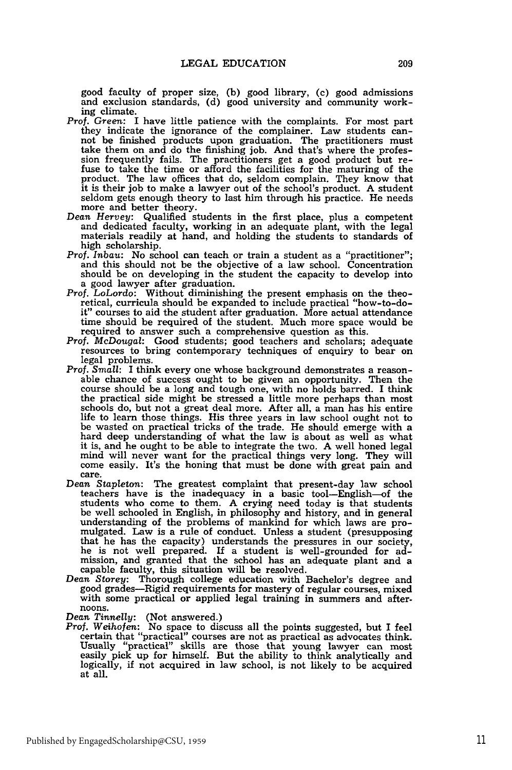good faculty of proper size, (b) good library, (c) good admissions and exclusion standards, (d) good university and community working climate.

*Prof. Green*: I have little patience with the complaints. For most part they indicate the ignorance of the complainer. Law students cannot be finished products upon graduation. The practitioners must take them on and do the finishing job. And that's where the profession frequently fails. The practitioners get a good product but refuse to take the time or afford the facilities for the maturing of the product. The law offices that do, seldom complain. They know that it is their job to make a lawyer out of the school's product. A student seldom gets enough theory to last him through his practice. He needs more and better theory.

*Dean Hervey*: Qualified students in the first place, plus a competent and dedicated faculty, working in an adequate plant, with the legal materials readily at hand, and holding the students to standards of high scholarship.

*Prof. Inbau*: No school can teach or train a student as a "practitioner"; and this should not be the objective of a law school. Concentration should be on developing in the student the capacity to develop into a good lawyer after graduation.

*Prof. LoLordo*: Without diminishing the present emphasis on the theoretical, curricula should be expanded to include practical "how-to-do-it" courses to aid the student after graduation. More actual attendance time should be required of the student. Much more space would be required to answer such a comprehensive question as this.

*Prof. McDougal*: Good students; good teachers and scholars; adequate resources to bring contemporary techniques of enquiry to bear on legal problems.

*Prof. Small*: I think every one whose background demonstrates a reasonable chance of success ought to be given an opportunity. Then the course should be a long and tough one, with no holds barred. I think the practical side might be stressed a little more perhaps than most schools do, but not a great deal more. After all, a man has his entire life to learn those things. His three years in law school ought not to be wasted on practical tricks of the trade. He should emerge with a hard deep understanding of what the law is about as well as what it is, and he ought to be able to integrate the two. A well honed legal mind will never want for the practical things very long. They will come easily. It's the honing that must be done with great pain and care.

*Dean Stapleton*: The greatest complaint that present-day law school teachers have is the inadequacy in a basic tool—English—of the students who come to them. A crying need today is that students be well schooled in English, in philosophy and history, and in general understanding of the problems of mankind for which laws are promulgated. Law is a rule of conduct. Unless a student (presupposing that he has the capacity) understands the pressures in our society, he is not well prepared. If a student is well-grounded for admission, and granted that the school has an adequate plant and a capable faculty, this situation will be resolved.

*Dean Storey*: Thorough college education with Bachelor's degree and good grades—Rigid requirements for mastery of regular courses, mixed with some practical or applied legal training in summers and afternoons.

*Dean Tinnelly*: (Not answered.)

*Prof. Weihofen*: No space to discuss all the points suggested, but I feel certain that "practical" courses are not as practical as advocates think. Usually "practical" skills are those that young lawyer can most easily pick up for himself. But the ability to think analytically and logically, if not acquired in law school, is not likely to be acquired at all.